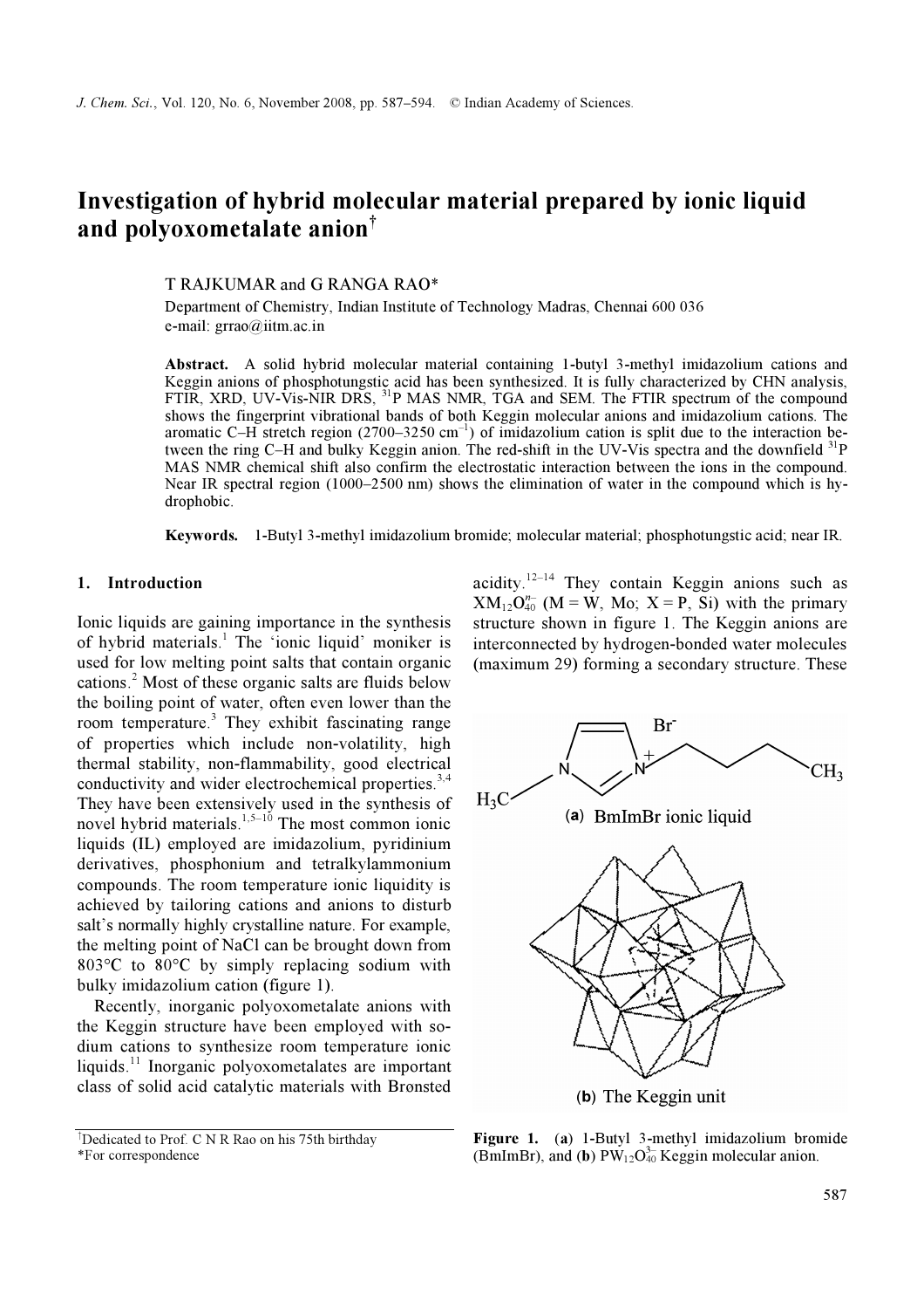# Investigation of hybrid molecular material prepared by ionic liquid and polyoxometalate anion[†]

T RAJKUMAR and G RANGA RAO*

Department of Chemistry, Indian Institute of Technology Madras, Chennai 600 036
e-mail: grrao@iitm.ac.in

**Abstract.** A solid hybrid molecular material containing 1-butyl 3-methyl imidazolium cations and Keggin anions of phosphotungstic acid has been synthesized. It is fully characterized by CHN analysis, FTIR, XRD, UV-Vis-NIR DRS, $^{31}$P MAS NMR, TGA and SEM. The FTIR spectrum of the compound shows the fingerprint vibrational bands of both Keggin molecular anions and imidazolium cations. The aromatic C–H stretch region (2700–3250 $cm^{-1}$) of imidazolium cation is split due to the interaction between the ring C–H and bulky Keggin anion. The red-shift in the UV-Vis spectra and the downfield $^{31}$P MAS NMR chemical shift also confirm the electrostatic interaction between the ions in the compound. Near IR spectral region (1000–2500 nm) shows the elimination of water in the compound which is hydrophobic.

**Keywords.** 1-Butyl 3-methyl imidazolium bromide; molecular material; phosphotungstic acid; near IR.

## 1. Introduction

Ionic liquids are gaining importance in the synthesis of hybrid materials.[1] The 'ionic liquid' moniker is used for low melting point salts that contain organic cations.[2] Most of these organic salts are fluids below the boiling point of water, often even lower than the room temperature.[3] They exhibit fascinating range of properties which include non-volatility, high thermal stability, non-flammability, good electrical conductivity and wider electrochemical properties.[3,4] They have been extensively used in the synthesis of novel hybrid materials.[1,5–10] The most common ionic liquids (IL) employed are imidazolium, pyridinium derivatives, phosphonium and tetralkylammonium compounds. The room temperature ionic liquidity is achieved by tailoring cations and anions to disturb salt's normally highly crystalline nature. For example, the melting point of NaCl can be brought down from 803°C to 80°C by simply replacing sodium with bulky imidazolium cation (figure 1).

Recently, inorganic polyoxometalate anions with the Keggin structure have been employed with sodium cations to synthesize room temperature ionic liquids.[11] Inorganic polyoxometalates are important class of solid acid catalytic materials with Brønsted acidity.[12–14] They contain Keggin anions such as $XM_{12}O_{40}^{n-}$ (M = W, Mo; X = P, Si) with the primary structure shown in figure 1. The Keggin anions are interconnected by hydrogen-bonded water molecules (maximum 29) forming a secondary structure. These

**Figure 1.** (**a**) 1-Butyl 3-methyl imidazolium bromide (BmImBr), and (**b**) $PW_{12}O_{40}^{3-}$ Keggin molecular anion.

[†]Dedicated to Prof. C N R Rao on his 75th birthday
*For correspondence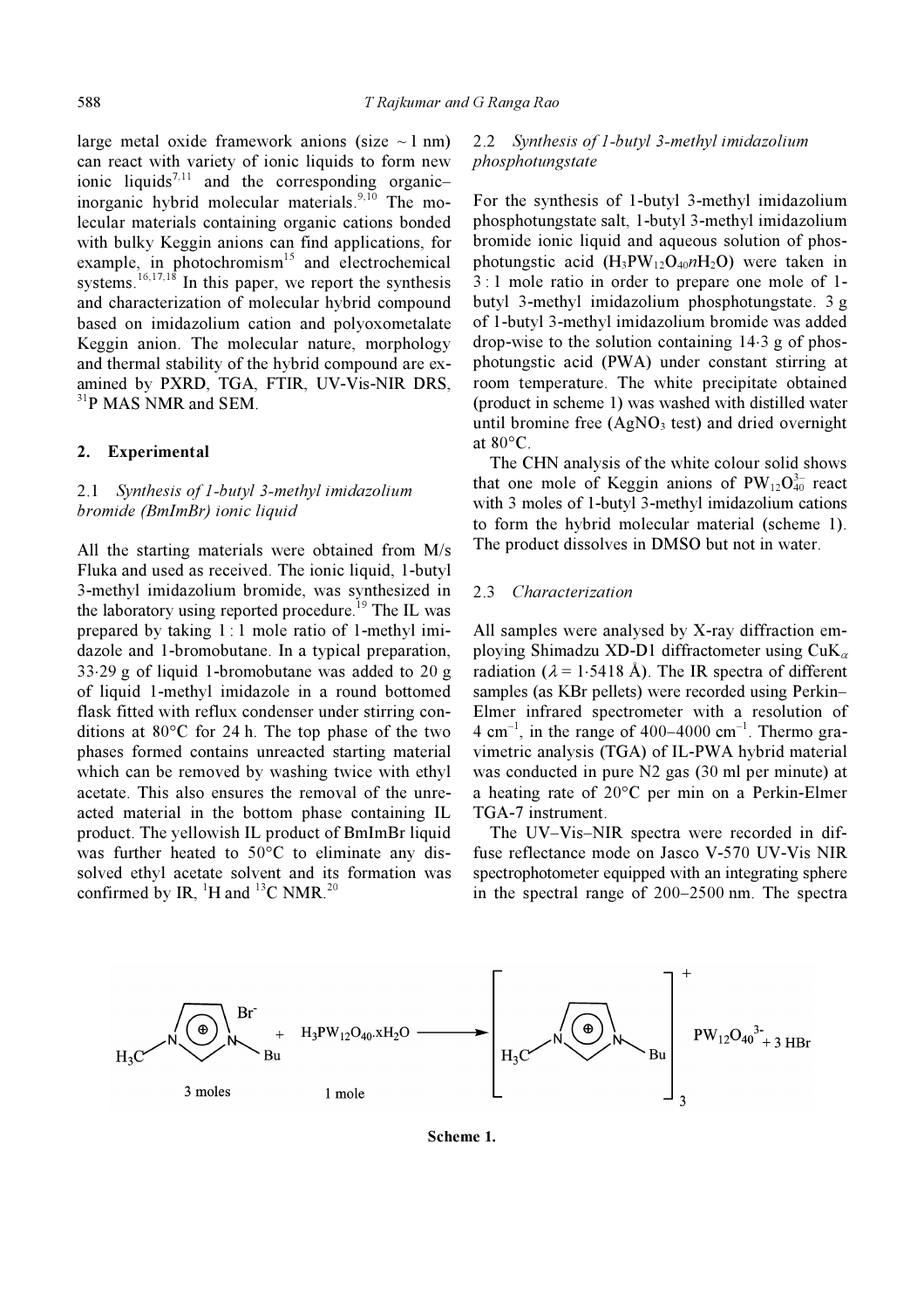large metal oxide framework anions (size ~ 1 nm) can react with variety of ionic liquids to form new ionic liquids[7,11] and the corresponding organic–inorganic hybrid molecular materials.[9,10] The molecular materials containing organic cations bonded with bulky Keggin anions can find applications, for example, in photochromism[15] and electrochemical systems.[16,17,18] In this paper, we report the synthesis and characterization of molecular hybrid compound based on imidazolium cation and polyoxometalate Keggin anion. The molecular nature, morphology and thermal stability of the hybrid compound are examined by PXRD, TGA, FTIR, UV-Vis-NIR DRS, $^{31}$P MAS NMR and SEM.

## 2. Experimental

### 2.1 *Synthesis of 1-butyl 3-methyl imidazolium bromide (BmImBr) ionic liquid*

All the starting materials were obtained from M/s Fluka and used as received. The ionic liquid, 1-butyl 3-methyl imidazolium bromide, was synthesized in the laboratory using reported procedure.[19] The IL was prepared by taking 1 : 1 mole ratio of 1-methyl imidazole and 1-bromobutane. In a typical preparation, 33·29 g of liquid 1-bromobutane was added to 20 g of liquid 1-methyl imidazole in a round bottomed flask fitted with reflux condenser under stirring conditions at 80°C for 24 h. The top phase of the two phases formed contains unreacted starting material which can be removed by washing twice with ethyl acetate. This also ensures the removal of the unreacted material in the bottom phase containing IL product. The yellowish IL product of BmImBr liquid was further heated to 50°C to eliminate any dissolved ethyl acetate solvent and its formation was confirmed by IR, $^1$H and $^{13}$C NMR.[20]

### 2.2 *Synthesis of 1-butyl 3-methyl imidazolium phosphotungstate*

For the synthesis of 1-butyl 3-methyl imidazolium phosphotungstate salt, 1-butyl 3-methyl imidazolium bromide ionic liquid and aqueous solution of phosphotungstic acid ($H_3PW_{12}O_{40}nH_2O$) were taken in 3 : 1 mole ratio in order to prepare one mole of 1-butyl 3-methyl imidazolium phosphotungstate. 3 g of 1-butyl 3-methyl imidazolium bromide was added drop-wise to the solution containing 14·3 g of phosphotungstic acid (PWA) under constant stirring at room temperature. The white precipitate obtained (product in scheme 1) was washed with distilled water until bromine free ($AgNO_3$ test) and dried overnight at 80°C.

The CHN analysis of the white colour solid shows that one mole of Keggin anions of $PW_{12}O_{40}^{3-}$ react with 3 moles of 1-butyl 3-methyl imidazolium cations to form the hybrid molecular material (scheme 1). The product dissolves in DMSO but not in water.

### 2.3 *Characterization*

All samples were analysed by X-ray diffraction employing Shimadzu XD-D1 diffractometer using CuK$_\alpha$ radiation ($\lambda$ = 1·5418 Å). The IR spectra of different samples (as KBr pellets) were recorded using Perkin–Elmer infrared spectrometer with a resolution of 4 cm$^{-1}$, in the range of 400–4000 cm$^{-1}$. Thermo gravimetric analysis (TGA) of IL-PWA hybrid material was conducted in pure N2 gas (30 ml per minute) at a heating rate of 20°C per min on a Perkin-Elmer TGA-7 instrument.

The UV–Vis–NIR spectra were recorded in diffuse reflectance mode on Jasco V-570 UV-Vis NIR spectrophotometer equipped with an integrating sphere in the spectral range of 200–2500 nm. The spectra

$$[BmIm]^+Br^- \; (3 \text{ moles}) + H_3PW_{12}O_{40}.xH_2O \; (1 \text{ mole}) \longrightarrow [BmIm]^+_3 \, PW_{12}O_{40}^{3-} + 3\,HBr$$

**Scheme 1.**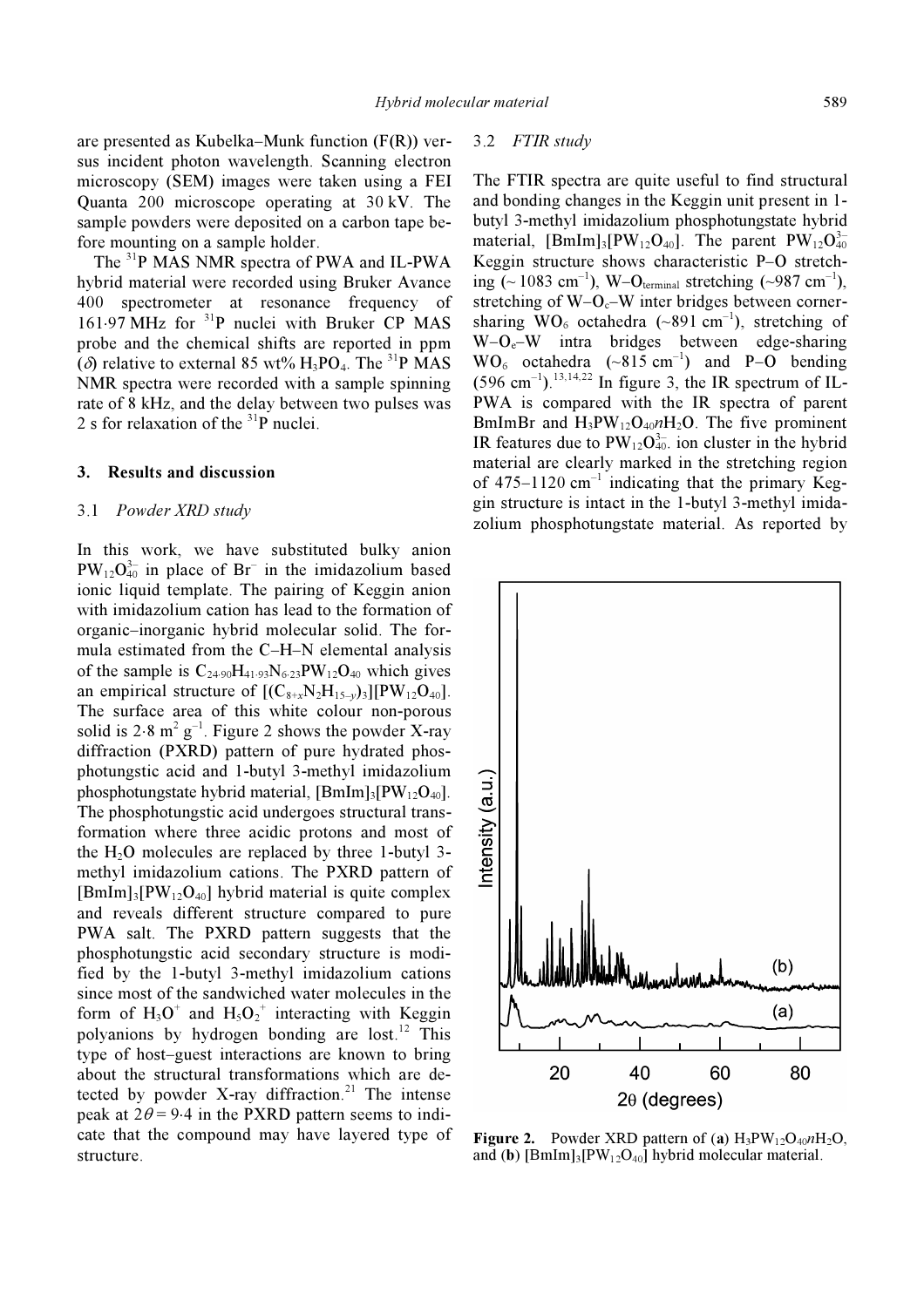are presented as Kubelka–Munk function (F(R)) versus incident photon wavelength. Scanning electron microscopy (SEM) images were taken using a FEI Quanta 200 microscope operating at 30 kV. The sample powders were deposited on a carbon tape before mounting on a sample holder.

The $^{31}$P MAS NMR spectra of PWA and IL-PWA hybrid material were recorded using Bruker Avance 400 spectrometer at resonance frequency of 161·97 MHz for $^{31}$P nuclei with Bruker CP MAS probe and the chemical shifts are reported in ppm ($\delta$) relative to external 85 wt% $H_3PO_4$. The $^{31}$P MAS NMR spectra were recorded with a sample spinning rate of 8 kHz, and the delay between two pulses was 2 s for relaxation of the $^{31}$P nuclei.

## 3. Results and discussion

### 3.1 *Powder XRD study*

In this work, we have substituted bulky anion $PW_{12}O_{40}^{3-}$ in place of $Br^-$ in the imidazolium based ionic liquid template. The pairing of Keggin anion with imidazolium cation has lead to the formation of organic–inorganic hybrid molecular solid. The formula estimated from the C–H–N elemental analysis of the sample is $C_{24·90}H_{41·93}N_{6·23}PW_{12}O_{40}$ which gives an empirical structure of $[(C_{8+x}N_2H_{15-y})_3][PW_{12}O_{40}]$. The surface area of this white colour non-porous solid is 2·8 $m^2$ $g^{-1}$. Figure 2 shows the powder X-ray diffraction (PXRD) pattern of pure hydrated phosphotungstic acid and 1-butyl 3-methyl imidazolium phosphotungstate hybrid material, $[BmIm]_3[PW_{12}O_{40}]$. The phosphotungstic acid undergoes structural transformation where three acidic protons and most of the $H_2O$ molecules are replaced by three 1-butyl 3-methyl imidazolium cations. The PXRD pattern of $[BmIm]_3[PW_{12}O_{40}]$ hybrid material is quite complex and reveals different structure compared to pure PWA salt. The PXRD pattern suggests that the phosphotungstic acid secondary structure is modified by the 1-butyl 3-methyl imidazolium cations since most of the sandwiched water molecules in the form of $H_3O^+$ and $H_5O_2^+$ interacting with Keggin polyanions by hydrogen bonding are lost.[12] This type of host–guest interactions are known to bring about the structural transformations which are detected by powder X-ray diffraction.[21] The intense peak at $2\theta = 9·4$ in the PXRD pattern seems to indicate that the compound may have layered type of structure.

### 3.2 *FTIR study*

The FTIR spectra are quite useful to find structural and bonding changes in the Keggin unit present in 1-butyl 3-methyl imidazolium phosphotungstate hybrid material, $[BmIm]_3[PW_{12}O_{40}]$. The parent $PW_{12}O_{40}^{3-}$ Keggin structure shows characteristic P–O stretching (~ 1083 $cm^{-1}$), $W–O_{terminal}$ stretching (~987 $cm^{-1}$), stretching of $W–O_c–W$ inter bridges between corner-sharing $WO_6$ octahedra (~891 $cm^{-1}$), stretching of $W–O_e–W$ intra bridges between edge-sharing $WO_6$ octahedra (~815 $cm^{-1}$) and P–O bending (596 $cm^{-1}$).[13,14,22] In figure 3, the IR spectrum of IL-PWA is compared with the IR spectra of parent BmImBr and $H_3PW_{12}O_{40}nH_2O$. The five prominent IR features due to $PW_{12}O_{40}^{3-}$ ion cluster in the hybrid material are clearly marked in the stretching region of 475–1120 $cm^{-1}$ indicating that the primary Keggin structure is intact in the 1-butyl 3-methyl imidazolium phosphotungstate material. As reported by

**Figure 2.** Powder XRD pattern of (**a**) $H_3PW_{12}O_{40}nH_2O$, and (**b**) $[BmIm]_3[PW_{12}O_{40}]$ hybrid molecular material.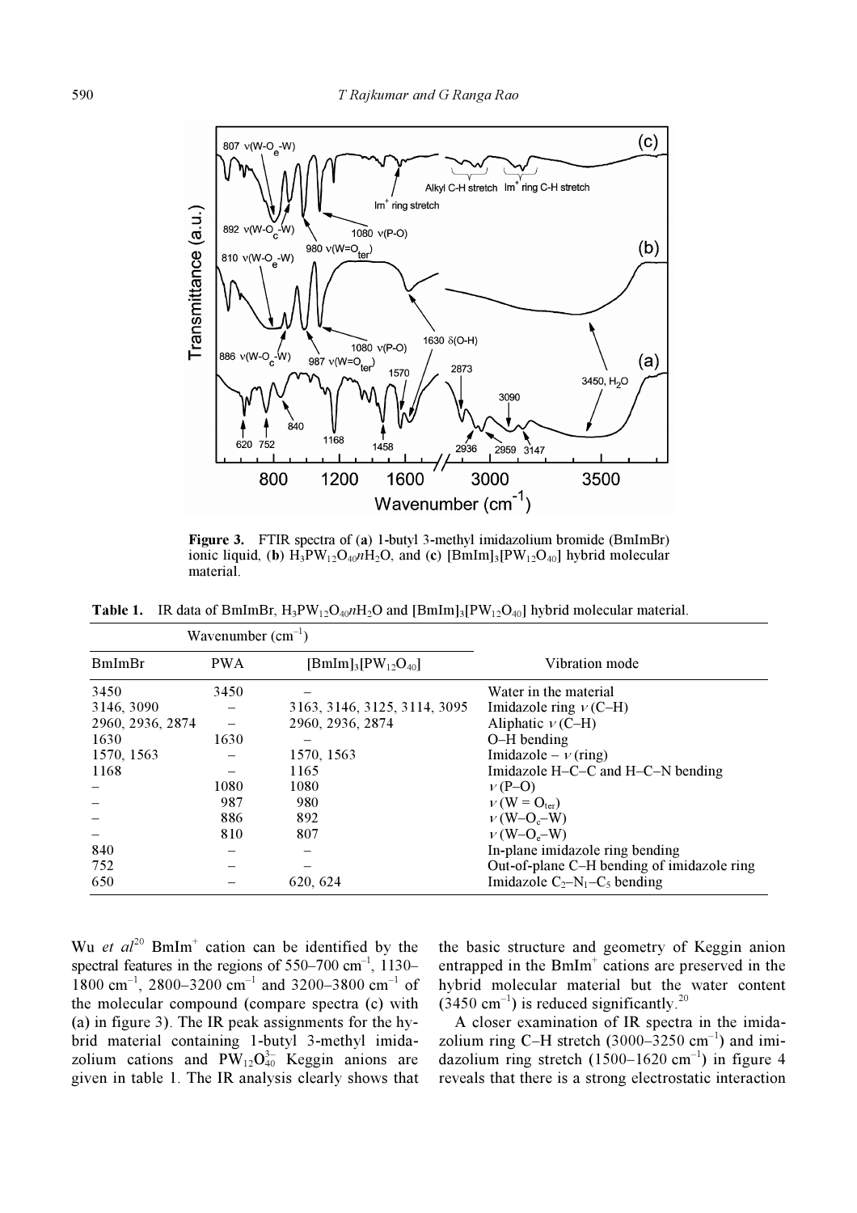**Figure 3.** FTIR spectra of (**a**) 1-butyl 3-methyl imidazolium bromide (BmImBr) ionic liquid, (**b**) $H_3PW_{12}O_{40}nH_2O$, and (**c**) $[BmIm]_3[PW_{12}O_{40}]$ hybrid molecular material.

**Table 1.** IR data of BmImBr, $H_3PW_{12}O_{40}nH_2O$ and $[BmIm]_3[PW_{12}O_{40}]$ hybrid molecular material.

| Wavenumber ($cm^{-1}$) | | | |
|---|---|---|---|
| BmImBr | PWA | $[BmIm]_3[PW_{12}O_{40}]$ | Vibration mode |
| 3450 | 3450 | – | Water in the material |
| 3146, 3090 | – | 3163, 3146, 3125, 3114, 3095 | Imidazole ring $\nu$ (C–H) |
| 2960, 2936, 2874 | – | 2960, 2936, 2874 | Aliphatic $\nu$ (C–H) |
| 1630 | 1630 | – | O–H bending |
| 1570, 1563 | – | 1570, 1563 | Imidazole – $\nu$ (ring) |
| 1168 | – | 1165 | Imidazole H–C–C and H–C–N bending |
| – | 1080 | 1080 | $\nu$ (P–O) |
| – | 987 | 980 | $\nu$ (W = $O_{ter}$) |
| – | 886 | 892 | $\nu$ (W–$O_c$–W) |
| – | 810 | 807 | $\nu$ (W–$O_e$–W) |
| 840 | – | – | In-plane imidazole ring bending |
| 752 | – | – | Out-of-plane C–H bending of imidazole ring |
| 650 | – | 620, 624 | Imidazole $C_2$–$N_1$–$C_5$ bending |

Wu *et al*[20] $BmIm^+$ cation can be identified by the spectral features in the regions of 550–700 $cm^{-1}$, 1130–1800 $cm^{-1}$, 2800–3200 $cm^{-1}$ and 3200–3800 $cm^{-1}$ of the molecular compound (compare spectra (c) with (a) in figure 3). The IR peak assignments for the hybrid material containing 1-butyl 3-methyl imidazolium cations and $PW_{12}O_{40}^{3-}$ Keggin anions are given in table 1. The IR analysis clearly shows that the basic structure and geometry of Keggin anion entrapped in the $BmIm^+$ cations are preserved in the hybrid molecular material but the water content (3450 $cm^{-1}$) is reduced significantly.[20]

A closer examination of IR spectra in the imidazolium ring C–H stretch (3000–3250 $cm^{-1}$) and imidazolium ring stretch (1500–1620 $cm^{-1}$) in figure 4 reveals that there is a strong electrostatic interaction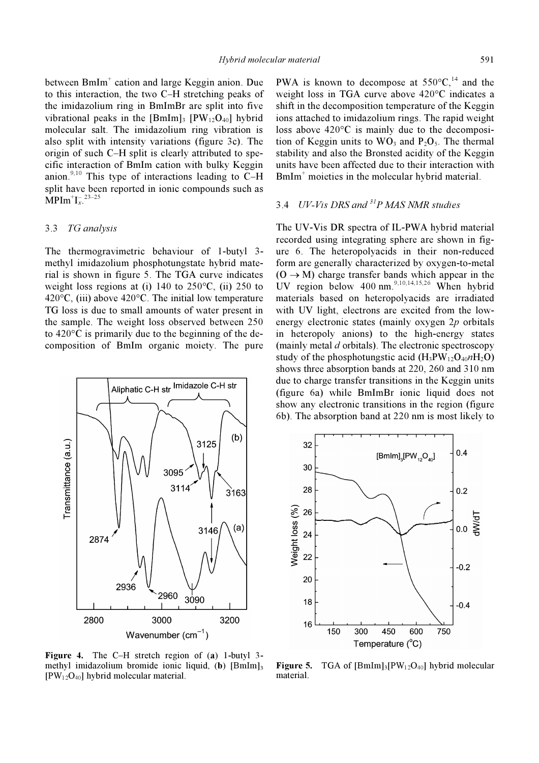between $BmIm^+$ cation and large Keggin anion. Due to this interaction, the two C–H stretching peaks of the imidazolium ring in BmImBr are split into five vibrational peaks in the $[BmIm]_3[PW_{12}O_{40}]$ hybrid molecular salt. The imidazolium ring vibration is also split with intensity variations (figure 3c). The origin of such C–H split is clearly attributed to specific interaction of BmIm cation with bulky Keggin anion.[9,10] This type of interactions leading to C–H split have been reported in ionic compounds such as $MPIm^+I_x^-$.[23–25]

### 3.3 *TG analysis*

The thermogravimetric behaviour of 1-butyl 3-methyl imidazolium phosphotungstate hybrid material is shown in figure 5. The TGA curve indicates weight loss regions at (i) 140 to 250°C, (ii) 250 to 420°C, (iii) above 420°C. The initial low temperature TG loss is due to small amounts of water present in the sample. The weight loss observed between 250 to 420°C is primarily due to the beginning of the decomposition of BmIm organic moiety. The pure PWA is known to decompose at 550°C,[14] and the weight loss in TGA curve above 420°C indicates a shift in the decomposition temperature of the Keggin ions attached to imidazolium rings. The rapid weight loss above 420°C is mainly due to the decomposition of Keggin units to $WO_3$ and $P_2O_5$. The thermal stability and also the Bronsted acidity of the Keggin units have been affected due to their interaction with $BmIm^+$ moieties in the molecular hybrid material.

**Figure 4.** The C–H stretch region of (**a**) 1-butyl 3-methyl imidazolium bromide ionic liquid, (**b**) $[BmIm]_3[PW_{12}O_{40}]$ hybrid molecular material.

### 3.4 *UV-Vis DRS and $^{31}P$ MAS NMR studies*

The UV-Vis DR spectra of IL-PWA hybrid material recorded using integrating sphere are shown in figure 6. The heteropolyacids in their non-reduced form are generally characterized by oxygen-to-metal ($O \rightarrow M$) charge transfer bands which appear in the UV region below 400 nm.[9,10,14,15,26] When hybrid materials based on heteropolyacids are irradiated with UV light, electrons are excited from the low-energy electronic states (mainly oxygen 2*p* orbitals in heteropoly anions) to the high-energy states (mainly metal *d* orbitals). The electronic spectroscopy study of the phosphotungstic acid ($H_3PW_{12}O_{40}nH_2O$) shows three absorption bands at 220, 260 and 310 nm due to charge transfer transitions in the Keggin units (figure 6a) while BmImBr ionic liquid does not show any electronic transitions in the region (figure 6b). The absorption band at 220 nm is most likely to

**Figure 5.** TGA of $[BmIm]_3[PW_{12}O_{40}]$ hybrid molecular material.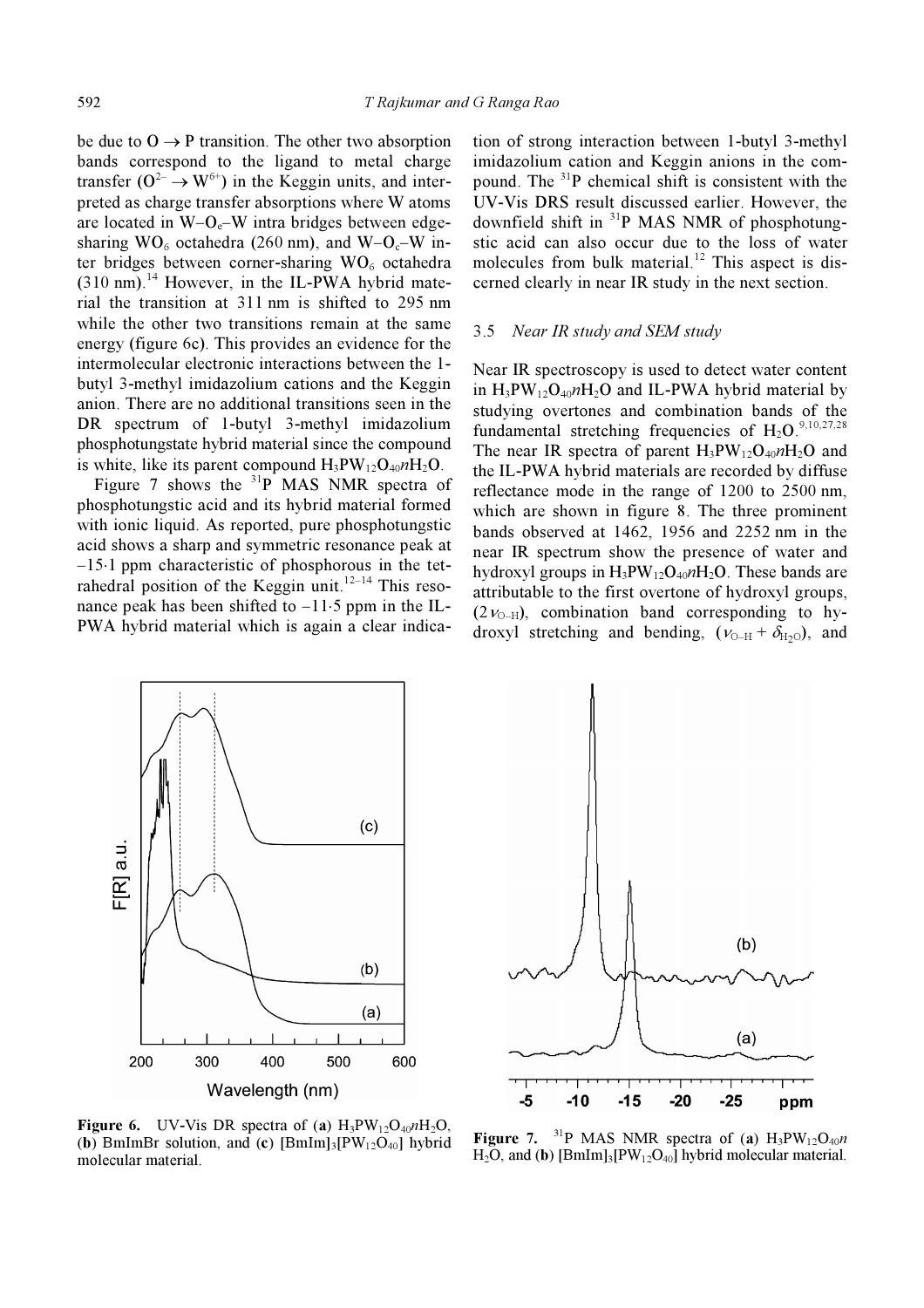be due to O → P transition. The other two absorption bands correspond to the ligand to metal charge transfer ($O^{2-} \rightarrow W^{6+}$) in the Keggin units, and interpreted as charge transfer absorptions where W atoms are located in W–$O_e$–W intra bridges between edge-sharing $WO_6$ octahedra (260 nm), and W–$O_c$–W inter bridges between corner-sharing $WO_6$ octahedra (310 nm).[14] However, in the IL-PWA hybrid material the transition at 311 nm is shifted to 295 nm while the other two transitions remain at the same energy (figure 6c). This provides an evidence for the intermolecular electronic interactions between the 1-butyl 3-methyl imidazolium cations and the Keggin anion. There are no additional transitions seen in the DR spectrum of 1-butyl 3-methyl imidazolium phosphotungstate hybrid material since the compound is white, like its parent compound $H_3PW_{12}O_{40}nH_2O$.

Figure 7 shows the $^{31}$P MAS NMR spectra of phosphotungstic acid and its hybrid material formed with ionic liquid. As reported, pure phosphotungstic acid shows a sharp and symmetric resonance peak at –15·1 ppm characteristic of phosphorous in the tetrahedral position of the Keggin unit.[12–14] This resonance peak has been shifted to –11·5 ppm in the IL-PWA hybrid material which is again a clear indication of strong interaction between 1-butyl 3-methyl imidazolium cation and Keggin anions in the compound. The $^{31}$P chemical shift is consistent with the UV-Vis DRS result discussed earlier. However, the downfield shift in $^{31}$P MAS NMR of phosphotungstic acid can also occur due to the loss of water molecules from bulk material.[12] This aspect is discerned clearly in near IR study in the next section.

### 3.5 *Near IR study and SEM study*

Near IR spectroscopy is used to detect water content in $H_3PW_{12}O_{40}nH_2O$ and IL-PWA hybrid material by studying overtones and combination bands of the fundamental stretching frequencies of $H_2O$.[9,10,27,28] The near IR spectra of parent $H_3PW_{12}O_{40}nH_2O$ and the IL-PWA hybrid materials are recorded by diffuse reflectance mode in the range of 1200 to 2500 nm, which are shown in figure 8. The three prominent bands observed at 1462, 1956 and 2252 nm in the near IR spectrum show the presence of water and hydroxyl groups in $H_3PW_{12}O_{40}nH_2O$. These bands are attributable to the first overtone of hydroxyl groups, ($2\nu_{O-H}$), combination band corresponding to hydroxyl stretching and bending, ($\nu_{O-H} + \delta_{H_2O}$), and

**Figure 6.** UV-Vis DR spectra of (**a**) $H_3PW_{12}O_{40}nH_2O$, (**b**) BmImBr solution, and (**c**) $[BmIm]_3[PW_{12}O_{40}]$ hybrid molecular material.

**Figure 7.** $^{31}$P MAS NMR spectra of (**a**) $H_3PW_{12}O_{40}n$ $H_2O$, and (**b**) $[BmIm]_3[PW_{12}O_{40}]$ hybrid molecular material.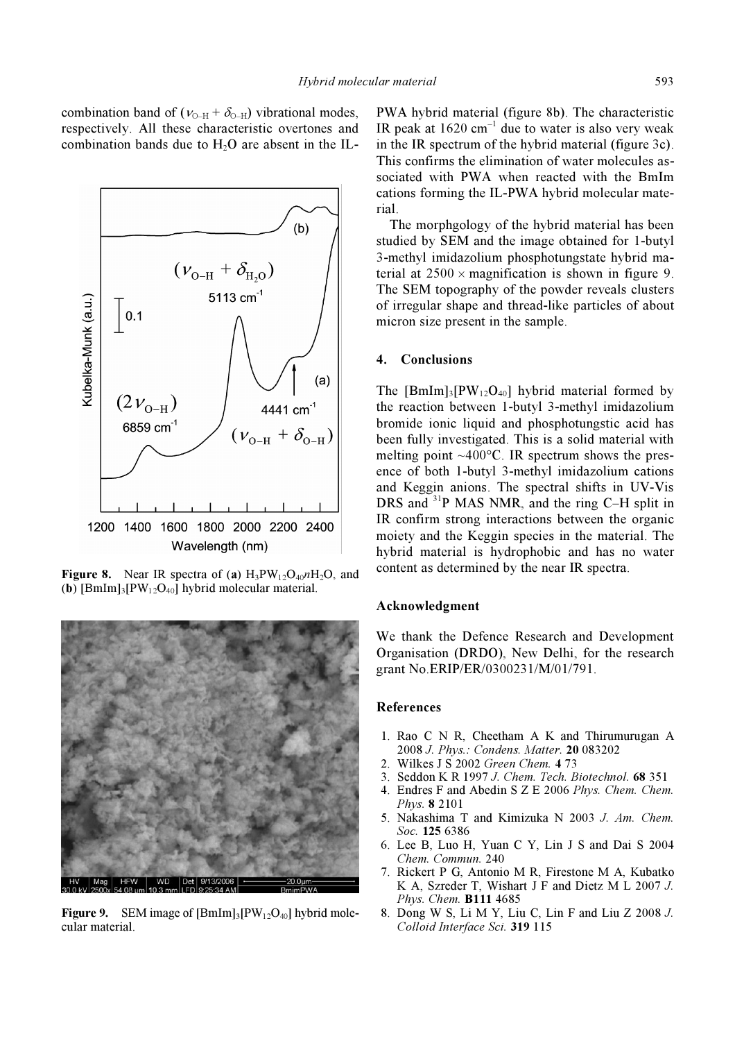combination band of ($\nu_{O-H} + \delta_{O-H}$) vibrational modes, respectively. All these characteristic overtones and combination bands due to $H_2O$ are absent in the IL-PWA hybrid material (figure 8b). The characteristic IR peak at 1620 cm$^{-1}$ due to water is also very weak in the IR spectrum of the hybrid material (figure 3c). This confirms the elimination of water molecules associated with PWA when reacted with the BmIm cations forming the IL-PWA hybrid molecular material.

**Figure 8.** Near IR spectra of (**a**) $H_3PW_{12}O_{40}nH_2O$, and (**b**) $[BmIm]_3[PW_{12}O_{40}]$ hybrid molecular material.

The morphgology of the hybrid material has been studied by SEM and the image obtained for 1-butyl 3-methyl imidazolium phosphotungstate hybrid material at 2500 × magnification is shown in figure 9. The SEM topography of the powder reveals clusters of irregular shape and thread-like particles of about micron size present in the sample.

**Figure 9.** SEM image of $[BmIm]_3[PW_{12}O_{40}]$ hybrid molecular material.

## 4. Conclusions

The $[BmIm]_3[PW_{12}O_{40}]$ hybrid material formed by the reaction between 1-butyl 3-methyl imidazolium bromide ionic liquid and phosphotungstic acid has been fully investigated. This is a solid material with melting point ~400°C. IR spectrum shows the presence of both 1-butyl 3-methyl imidazolium cations and Keggin anions. The spectral shifts in UV-Vis DRS and $^{31}$P MAS NMR, and the ring C–H split in IR confirm strong interactions between the organic moiety and the Keggin species in the material. The hybrid material is hydrophobic and has no water content as determined by the near IR spectra.

## Acknowledgment

We thank the Defence Research and Development Organisation (DRDO), New Delhi, for the research grant No.ERIP/ER/0300231/M/01/791.

## References

1. Rao C N R, Cheetham A K and Thirumurugan A 2008 *J. Phys.: Condens. Matter.* **20** 083202
2. Wilkes J S 2002 *Green Chem.* **4** 73
3. Seddon K R 1997 *J. Chem. Tech. Biotechnol.* **68** 351
4. Endres F and Abedin S Z E 2006 *Phys. Chem. Chem. Phys.* **8** 2101
5. Nakashima T and Kimizuka N 2003 *J. Am. Chem. Soc.* **125** 6386
6. Lee B, Luo H, Yuan C Y, Lin J S and Dai S 2004 *Chem. Commun.* 240
7. Rickert P G, Antonio M R, Firestone M A, Kubatko K A, Szreder T, Wishart J F and Dietz M L 2007 *J. Phys. Chem.* **B111** 4685
8. Dong W S, Li M Y, Liu C, Lin F and Liu Z 2008 *J. Colloid Interface Sci.* **319** 115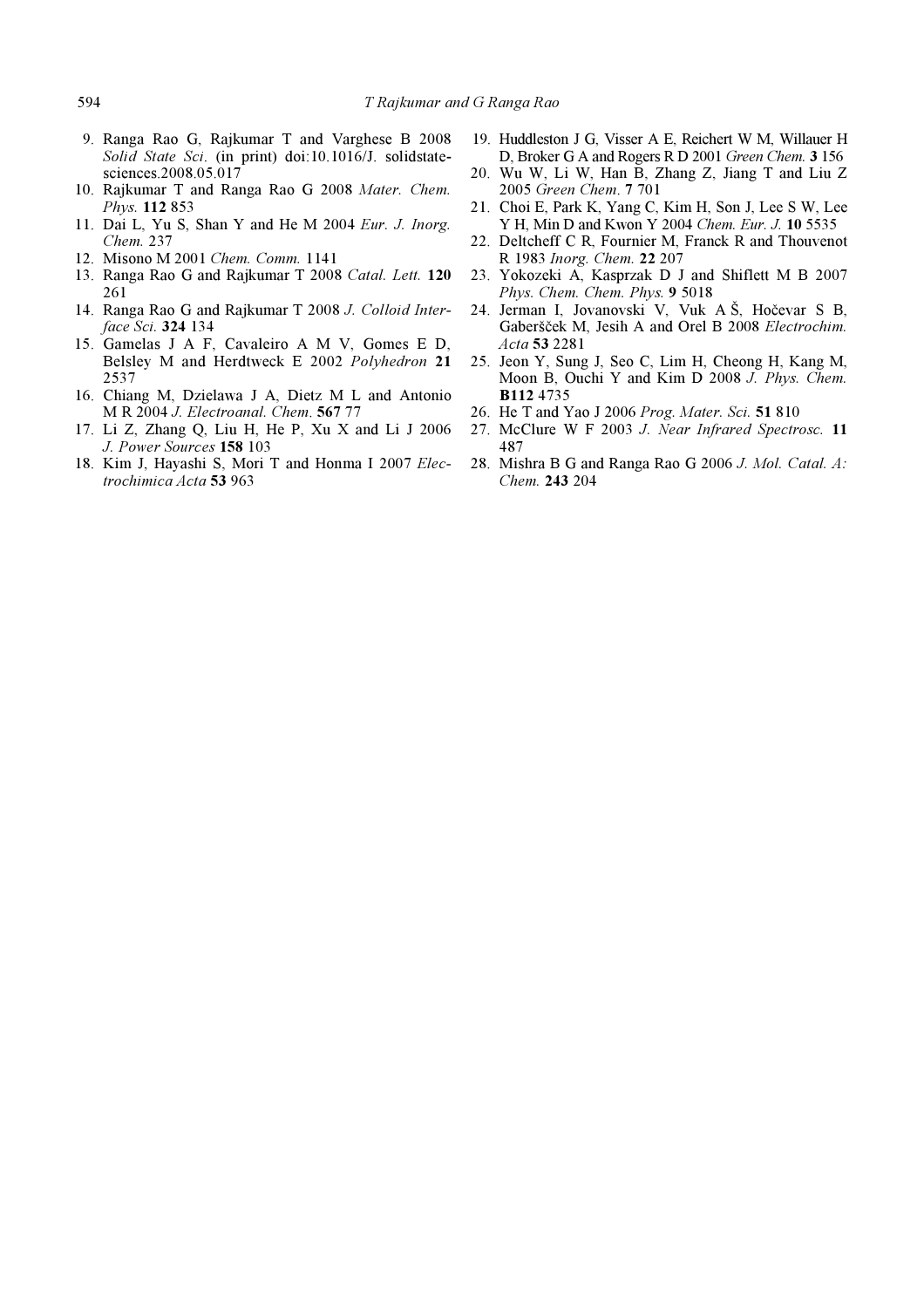9. Ranga Rao G, Rajkumar T and Varghese B 2008 *Solid State Sci.* (in print) doi:10.1016/J. solidstatesciences.2008.05.017
10. Rajkumar T and Ranga Rao G 2008 *Mater. Chem. Phys.* **112** 853
11. Dai L, Yu S, Shan Y and He M 2004 *Eur. J. Inorg. Chem.* 237
12. Misono M 2001 *Chem. Comm.* 1141
13. Ranga Rao G and Rajkumar T 2008 *Catal. Lett.* **120** 261
14. Ranga Rao G and Rajkumar T 2008 *J. Colloid Interface Sci.* **324** 134
15. Gamelas J A F, Cavaleiro A M V, Gomes E D, Belsley M and Herdtweck E 2002 *Polyhedron* **21** 2537
16. Chiang M, Dzielawa J A, Dietz M L and Antonio M R 2004 *J. Electroanal. Chem.* **567** 77
17. Li Z, Zhang Q, Liu H, He P, Xu X and Li J 2006 *J. Power Sources* **158** 103
18. Kim J, Hayashi S, Mori T and Honma I 2007 *Electrochimica Acta* **53** 963
19. Huddleston J G, Visser A E, Reichert W M, Willauer H D, Broker G A and Rogers R D 2001 *Green Chem.* **3** 156
20. Wu W, Li W, Han B, Zhang Z, Jiang T and Liu Z 2005 *Green Chem.* **7** 701
21. Choi E, Park K, Yang C, Kim H, Son J, Lee S W, Lee Y H, Min D and Kwon Y 2004 *Chem. Eur. J.* **10** 5535
22. Deltcheff C R, Fournier M, Franck R and Thouvenot R 1983 *Inorg. Chem.* **22** 207
23. Yokozeki A, Kasprzak D J and Shiflett M B 2007 *Phys. Chem. Chem. Phys.* **9** 5018
24. Jerman I, Jovanovski V, Vuk A Š, Hočevar S B, Gaberšček M, Jesih A and Orel B 2008 *Electrochim. Acta* **53** 2281
25. Jeon Y, Sung J, Seo C, Lim H, Cheong H, Kang M, Moon B, Ouchi Y and Kim D 2008 *J. Phys. Chem.* **B112** 4735
26. He T and Yao J 2006 *Prog. Mater. Sci.* **51** 810
27. McClure W F 2003 *J. Near Infrared Spectrosc.* **11** 487
28. Mishra B G and Ranga Rao G 2006 *J. Mol. Catal. A: Chem.* **243** 204